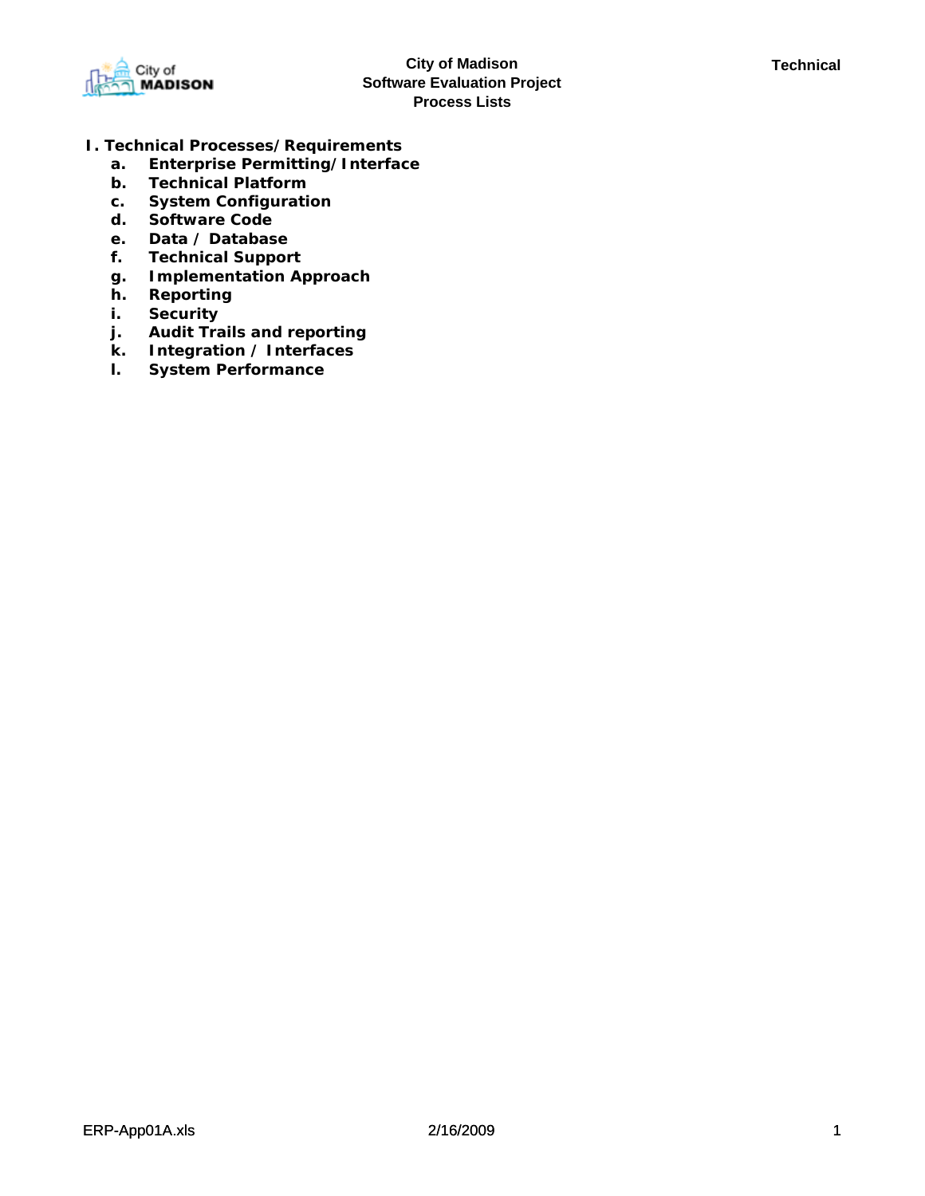City of Madison
Software Evaluation Project
Process Lists

Technical

**I. Technical Processes/Requirements**

- **a. Enterprise Permitting/Interface**
- **b. Technical Platform**
- **c. System Configuration**
- **d. Software Code**
- **e. Data / Database**
- **f. Technical Support**
- **g. Implementation Approach**
- **h. Reporting**
- **i. Security**
- **j. Audit Trails and reporting**
- **k. Integration / Interfaces**
- **l. System Performance**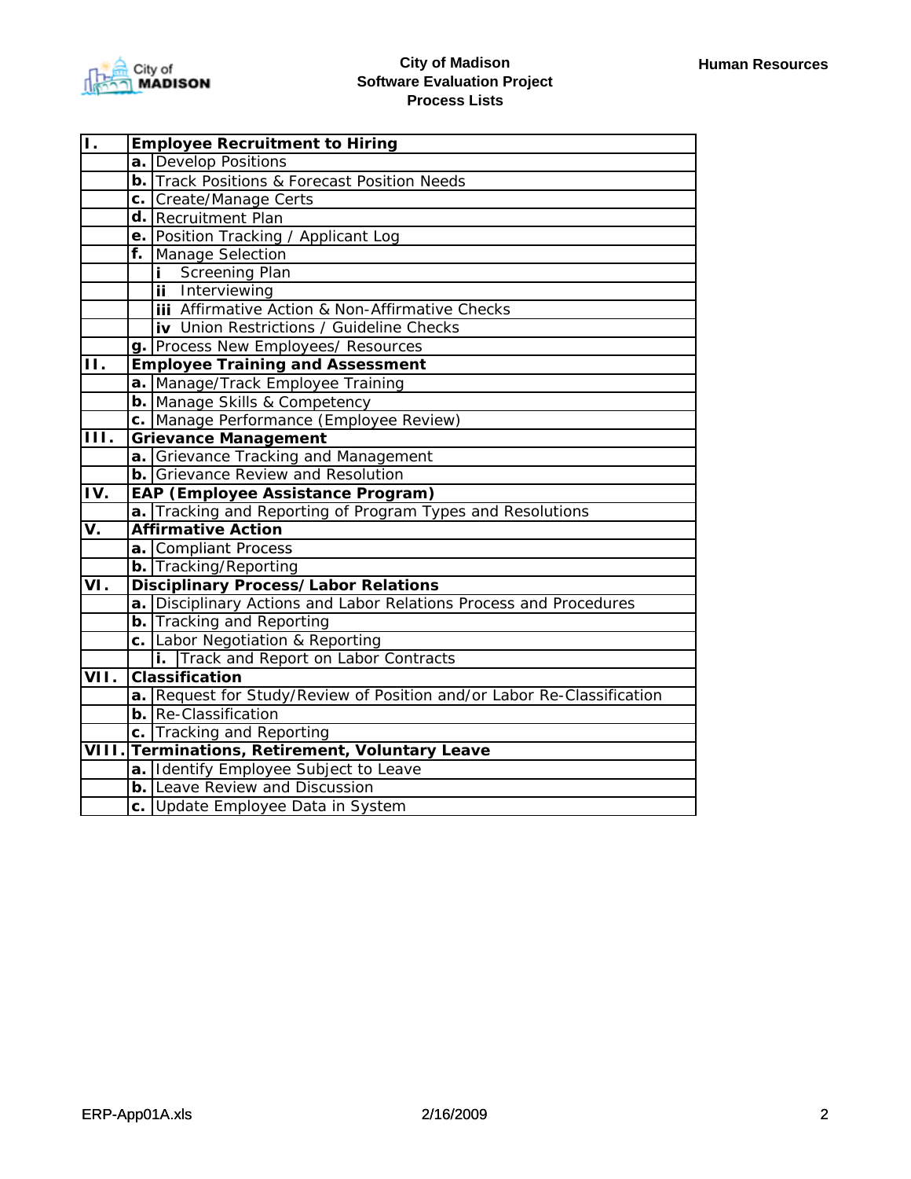City of Madison
Software Evaluation Project
Process Lists

Human Resources

| | | |
|---|---|---|
| **I.** | **Employee Recruitment to Hiring** | |
| | **a.** | Develop Positions |
| | **b.** | Track Positions & Forecast Position Needs |
| | **c.** | Create/Manage Certs |
| | **d.** | Recruitment Plan |
| | **e.** | Position Tracking / Applicant Log |
| | **f.** | Manage Selection |
| | | **i** Screening Plan |
| | | **ii** Interviewing |
| | | **iii** Affirmative Action & Non-Affirmative Checks |
| | | **iv** Union Restrictions / Guideline Checks |
| | **g.** | Process New Employees/ Resources |
| **II.** | **Employee Training and Assessment** | |
| | **a.** | Manage/Track Employee Training |
| | **b.** | Manage Skills & Competency |
| | **c.** | Manage Performance (Employee Review) |
| **III.** | **Grievance Management** | |
| | **a.** | Grievance Tracking and Management |
| | **b.** | Grievance Review and Resolution |
| **IV.** | **EAP (Employee Assistance Program)** | |
| | **a.** | Tracking and Reporting of Program Types and Resolutions |
| **V.** | **Affirmative Action** | |
| | **a.** | Compliant Process |
| | **b.** | Tracking/Reporting |
| **VI.** | **Disciplinary Process/ Labor Relations** | |
| | **a.** | Disciplinary Actions and Labor Relations Process and Procedures |
| | **b.** | Tracking and Reporting |
| | **c.** | Labor Negotiation & Reporting |
| | | **i.** Track and Report on Labor Contracts |
| **VII.** | **Classification** | |
| | **a.** | Request for Study/Review of Position and/or Labor Re-Classification |
| | **b.** | Re-Classification |
| | **c.** | Tracking and Reporting |
| **VIII.** | **Terminations, Retirement, Voluntary Leave** | |
| | **a.** | Identify Employee Subject to Leave |
| | **b.** | Leave Review and Discussion |
| | **c.** | Update Employee Data in System |

ERP-App01A.xls 2/16/2009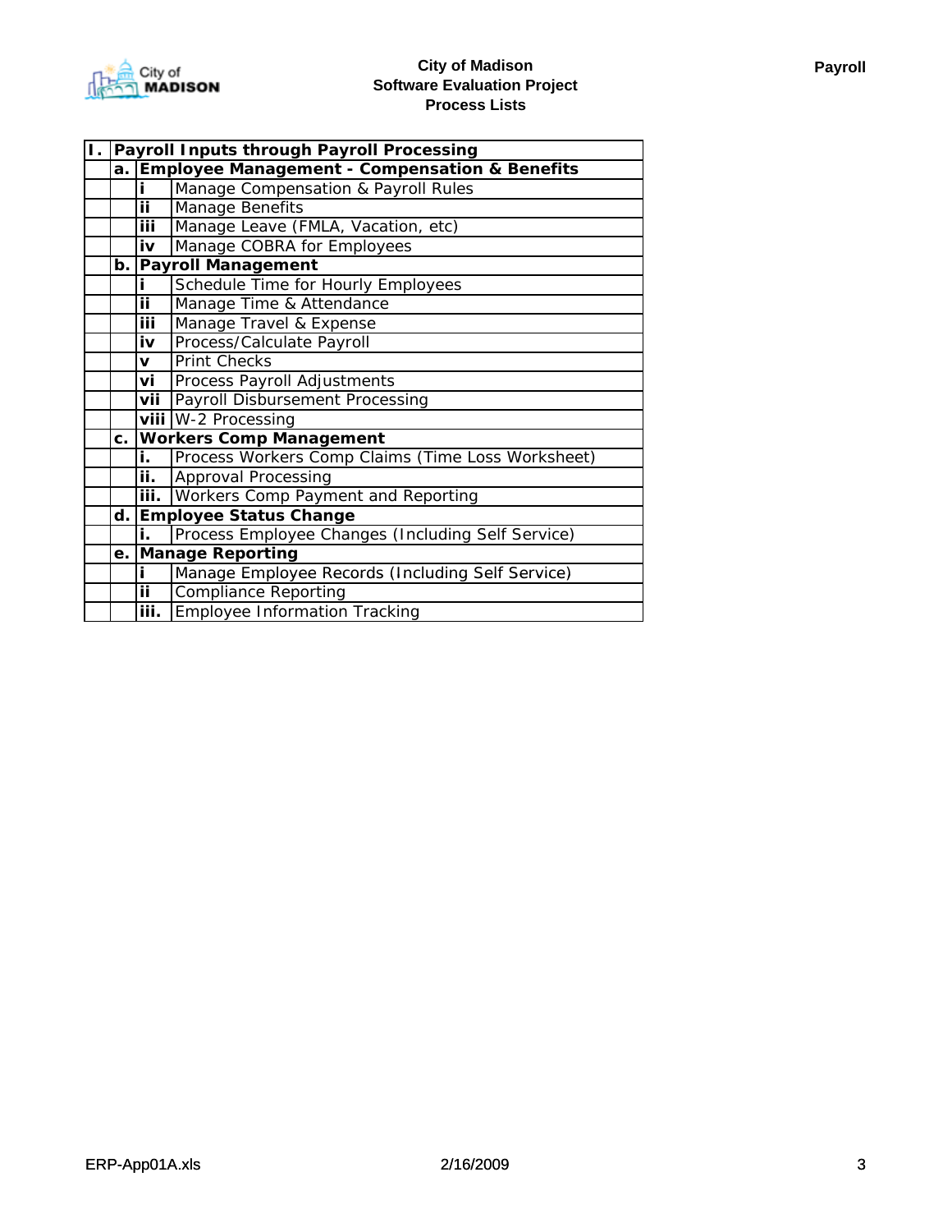City of Madison
Software Evaluation Project
Process Lists

Payroll

| I. | Payroll Inputs through Payroll Processing | | |
|---|---|---|---|
| | **a.** | **Employee Management - Compensation & Benefits** | |
| | | **i** | Manage Compensation & Payroll Rules |
| | | **ii** | Manage Benefits |
| | | **iii** | Manage Leave (FMLA, Vacation, etc) |
| | | **iv** | Manage COBRA for Employees |
| | **b.** | **Payroll Management** | |
| | | **i** | Schedule Time for Hourly Employees |
| | | **ii** | Manage Time & Attendance |
| | | **iii** | Manage Travel & Expense |
| | | **iv** | Process/Calculate Payroll |
| | | **v** | Print Checks |
| | | **vi** | Process Payroll Adjustments |
| | | **vii** | Payroll Disbursement Processing |
| | | **viii** | W-2 Processing |
| | **c.** | **Workers Comp Management** | |
| | | **i.** | Process Workers Comp Claims (Time Loss Worksheet) |
| | | **ii.** | Approval Processing |
| | | **iii.** | Workers Comp Payment and Reporting |
| | **d.** | **Employee Status Change** | |
| | | **i.** | Process Employee Changes (Including Self Service) |
| | **e.** | **Manage Reporting** | |
| | | **i** | Manage Employee Records (Including Self Service) |
| | | **ii** | Compliance Reporting |
| | | **iii.** | Employee Information Tracking |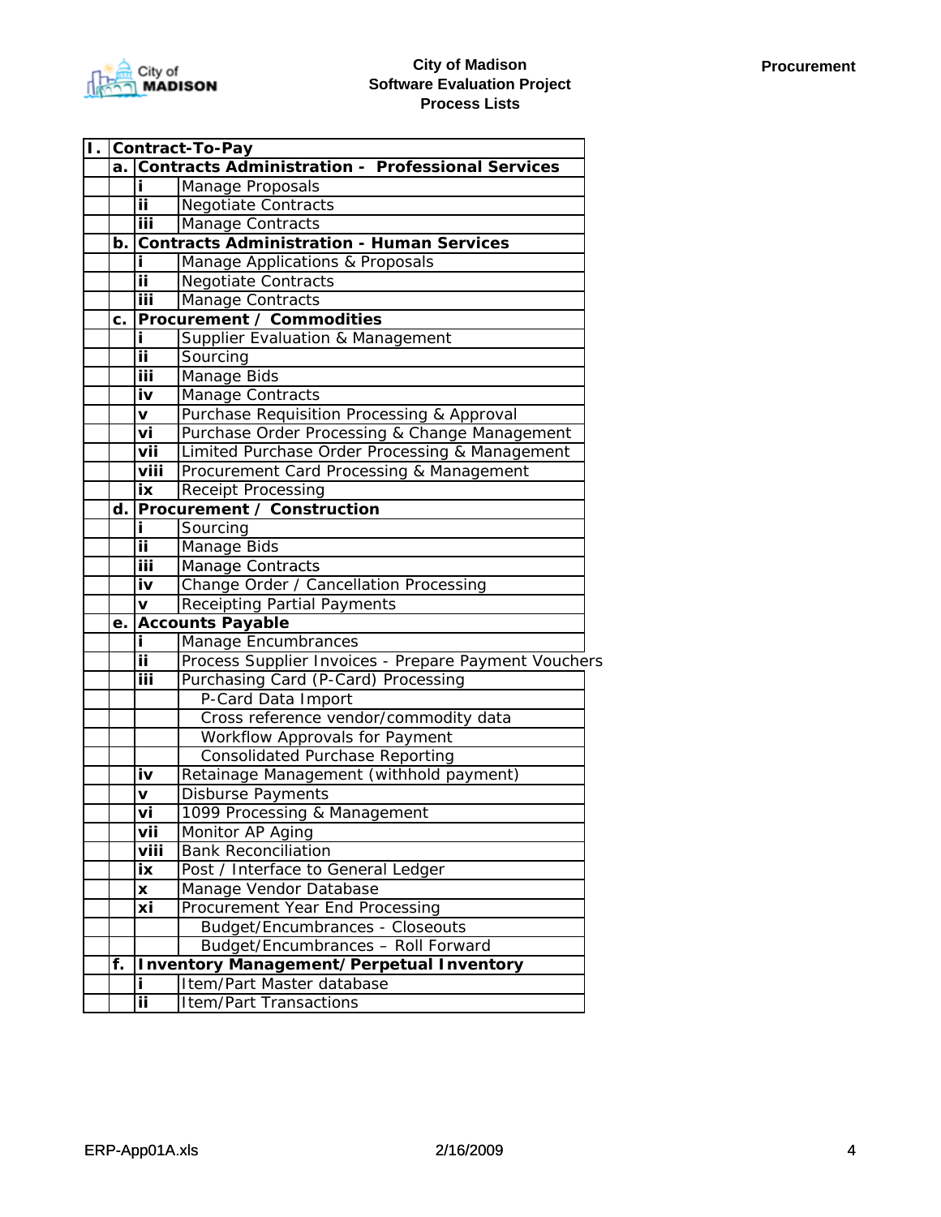**City of Madison**
**Software Evaluation Project**
**Process Lists**

**Procurement**

| | | | |
|---|---|---|---|
| **I.** | **Contract-To-Pay** | | |
| | **a.** | **Contracts Administration - Professional Services** | |
| | | **i** | Manage Proposals |
| | | **ii** | Negotiate Contracts |
| | | **iii** | Manage Contracts |
| | **b.** | **Contracts Administration - Human Services** | |
| | | **i** | Manage Applications & Proposals |
| | | **ii** | Negotiate Contracts |
| | | **iii** | Manage Contracts |
| | **c.** | **Procurement / Commodities** | |
| | | **i** | Supplier Evaluation & Management |
| | | **ii** | Sourcing |
| | | **iii** | Manage Bids |
| | | **iv** | Manage Contracts |
| | | **v** | Purchase Requisition Processing & Approval |
| | | **vi** | Purchase Order Processing & Change Management |
| | | **vii** | Limited Purchase Order Processing & Management |
| | | **viii** | Procurement Card Processing & Management |
| | | **ix** | Receipt Processing |
| | **d.** | **Procurement / Construction** | |
| | | **i** | Sourcing |
| | | **ii** | Manage Bids |
| | | **iii** | Manage Contracts |
| | | **iv** | Change Order / Cancellation Processing |
| | | **v** | Receipting Partial Payments |
| | **e.** | **Accounts Payable** | |
| | | **i** | Manage Encumbrances |
| | | **ii** | Process Supplier Invoices - Prepare Payment Vouchers |
| | | **iii** | Purchasing Card (P-Card) Processing |
| | | | P-Card Data Import |
| | | | Cross reference vendor/commodity data |
| | | | Workflow Approvals for Payment |
| | | | Consolidated Purchase Reporting |
| | | **iv** | Retainage Management (withhold payment) |
| | | **v** | Disburse Payments |
| | | **vi** | 1099 Processing & Management |
| | | **vii** | Monitor AP Aging |
| | | **viii** | Bank Reconciliation |
| | | **ix** | Post / Interface to General Ledger |
| | | **x** | Manage Vendor Database |
| | | **xi** | Procurement Year End Processing |
| | | | Budget/Encumbrances - Closeouts |
| | | | Budget/Encumbrances – Roll Forward |
| | **f.** | **Inventory Management/Perpetual Inventory** | |
| | | **i** | Item/Part Master database |
| | | **ii** | Item/Part Transactions |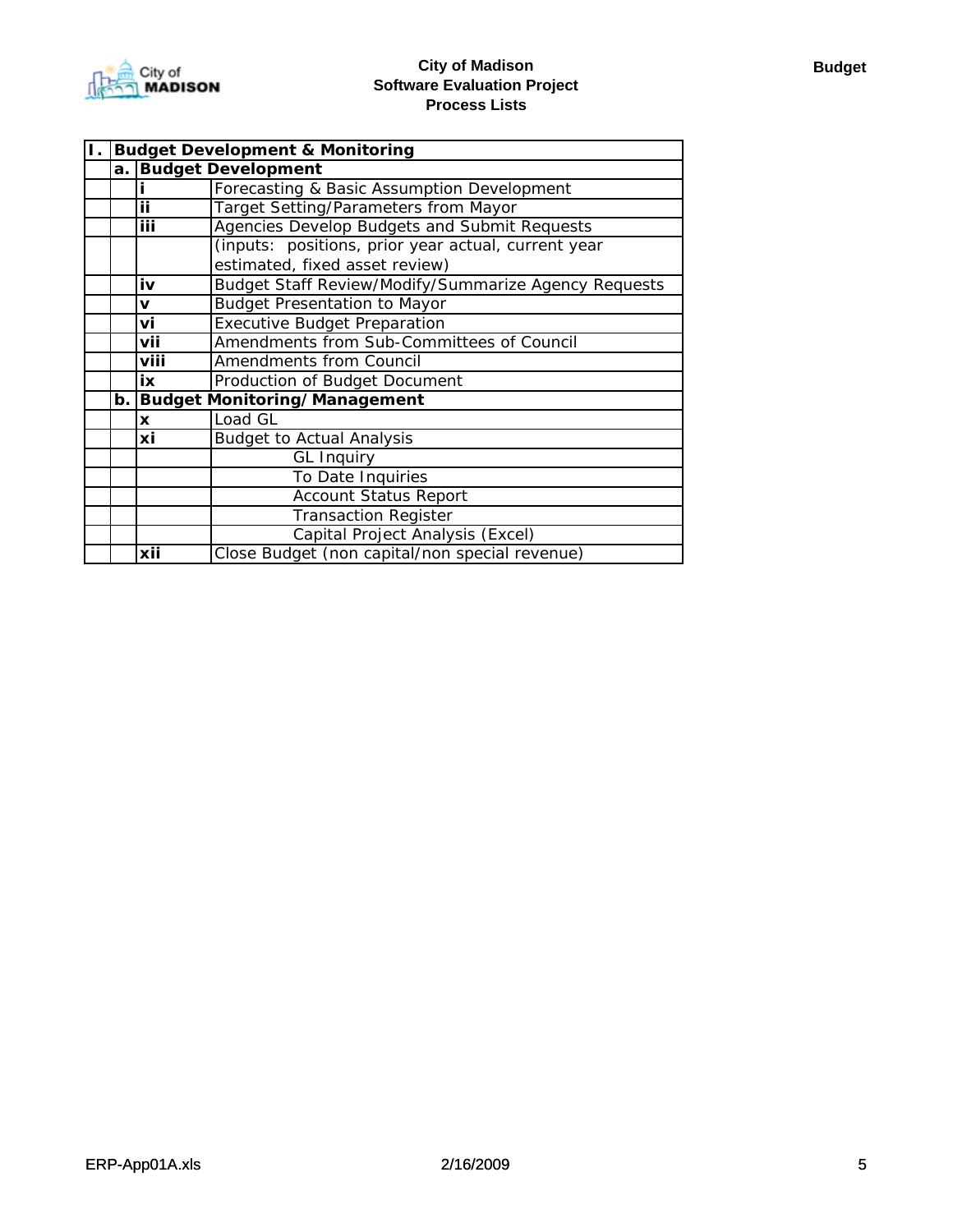City of Madison
Software Evaluation Project
Process Lists

Budget

| I. | Budget Development & Monitoring | | |
|---|---|---|---|
| | a. | Budget Development | |
| | | i | Forecasting & Basic Assumption Development |
| | | ii | Target Setting/Parameters from Mayor |
| | | iii | Agencies Develop Budgets and Submit Requests |
| | | | (inputs: positions, prior year actual, current year estimated, fixed asset review) |
| | | iv | Budget Staff Review/Modify/Summarize Agency Requests |
| | | v | Budget Presentation to Mayor |
| | | vi | Executive Budget Preparation |
| | | vii | Amendments from Sub-Committees of Council |
| | | viii | Amendments from Council |
| | | ix | Production of Budget Document |
| | b. | Budget Monitoring/Management | |
| | | x | Load GL |
| | | xi | Budget to Actual Analysis |
| | | | GL Inquiry |
| | | | To Date Inquiries |
| | | | Account Status Report |
| | | | Transaction Register |
| | | | Capital Project Analysis (Excel) |
| | | xii | Close Budget (non capital/non special revenue) |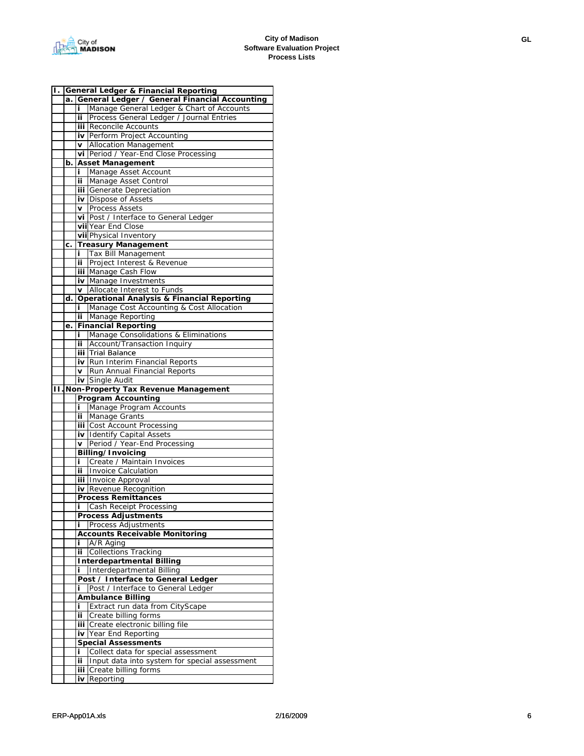City of Madison
Software Evaluation Project
Process Lists

| I. | General Ledger & Financial Reporting | | |
|---|---|---|---|
| | a. | General Ledger / General Financial Accounting | |
| | | i | Manage General Ledger & Chart of Accounts |
| | | ii | Process General Ledger / Journal Entries |
| | | iii | Reconcile Accounts |
| | | iv | Perform Project Accounting |
| | | v | Allocation Management |
| | | vi | Period / Year-End Close Processing |
| | b. | Asset Management | |
| | | i | Manage Asset Account |
| | | ii | Manage Asset Control |
| | | iii | Generate Depreciation |
| | | iv | Dispose of Assets |
| | | v | Process Assets |
| | | vi | Post / Interface to General Ledger |
| | | vii | Year End Close |
| | | vii | Physical Inventory |
| | c. | Treasury Management | |
| | | i | Tax Bill Management |
| | | ii | Project Interest & Revenue |
| | | iii | Manage Cash Flow |
| | | iv | Manage Investments |
| | | v | Allocate Interest to Funds |
| | d. | Operational Analysis & Financial Reporting | |
| | | i | Manage Cost Accounting & Cost Allocation |
| | | ii | Manage Reporting |
| | e. | Financial Reporting | |
| | | i | Manage Consolidations & Eliminations |
| | | ii | Account/Transaction Inquiry |
| | | iii | Trial Balance |
| | | iv | Run Interim Financial Reports |
| | | v | Run Annual Financial Reports |
| | | iv | Single Audit |
| II. | Non-Property Tax Revenue Management | | |
| | | Program Accounting | |
| | | i | Manage Program Accounts |
| | | ii | Manage Grants |
| | | iii | Cost Account Processing |
| | | iv | Identify Capital Assets |
| | | v | Period / Year-End Processing |
| | | Billing/Invoicing | |
| | | i | Create / Maintain Invoices |
| | | ii | Invoice Calculation |
| | | iii | Invoice Approval |
| | | iv | Revenue Recognition |
| | | Process Remittances | |
| | | i | Cash Receipt Processing |
| | | Process Adjustments | |
| | | i | Process Adjustments |
| | | Accounts Receivable Monitoring | |
| | | i | A/R Aging |
| | | ii | Collections Tracking |
| | | Interdepartmental Billing | |
| | | i | Interdepartmental Billing |
| | | Post / Interface to General Ledger | |
| | | i | Post / Interface to General Ledger |
| | | Ambulance Billing | |
| | | i | Extract run data from CityScape |
| | | ii | Create billing forms |
| | | iii | Create electronic billing file |
| | | iv | Year End Reporting |
| | | Special Assessments | |
| | | i | Collect data for special assessment |
| | | ii | Input data into system for special assessment |
| | | iii | Create billing forms |
| | | iv | Reporting |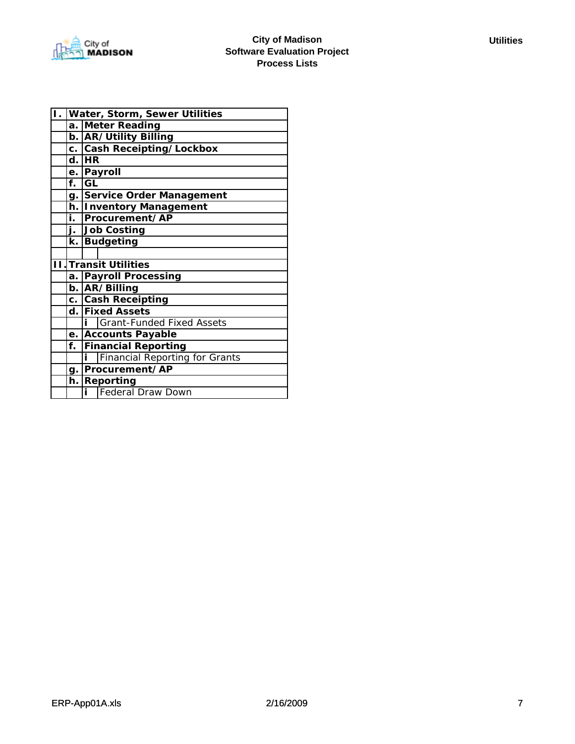City of Madison
Software Evaluation Project
Process Lists

Utilities

| | | | |
|---|---|---|---|
| **I.** | **Water, Storm, Sewer Utilities** | | |
| | **a.** | **Meter Reading** | |
| | **b.** | **AR/Utility Billing** | |
| | **c.** | **Cash Receipting/Lockbox** | |
| | **d.** | **HR** | |
| | **e.** | **Payroll** | |
| | **f.** | **GL** | |
| | **g.** | **Service Order Management** | |
| | **h.** | **Inventory Management** | |
| | **i.** | **Procurement/AP** | |
| | **j.** | **Job Costing** | |
| | **k.** | **Budgeting** | |
| | | | |
| **II.** | **Transit Utilities** | | |
| | **a.** | **Payroll Processing** | |
| | **b.** | **AR/Billing** | |
| | **c.** | **Cash Receipting** | |
| | **d.** | **Fixed Assets** | |
| | | i | Grant-Funded Fixed Assets |
| | **e.** | **Accounts Payable** | |
| | **f.** | **Financial Reporting** | |
| | | i | Financial Reporting for Grants |
| | **g.** | **Procurement/AP** | |
| | **h.** | **Reporting** | |
| | | i | Federal Draw Down |

ERP-App01A.xls 2/16/2009